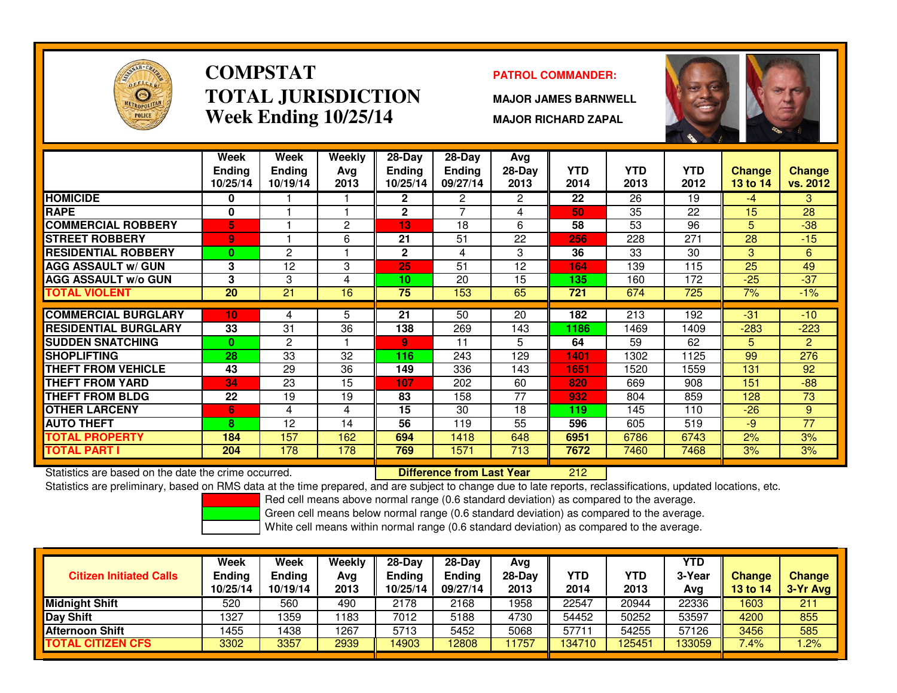# COMPSTAT
# TOTAL JURISDICTION
## Week Ending 10/25/14

**PATROL COMMANDER:**

**MAJOR JAMES BARNWELL**

**MAJOR RICHARD ZAPAL**

| | Week Ending 10/25/14 | Week Ending 10/19/14 | Weekly Avg 2013 | 28-Day Ending 10/25/14 | 28-Day Ending 09/27/14 | Avg 28-Day 2013 | YTD 2014 | YTD 2013 | YTD 2012 | Change 13 to 14 | Change vs. 2012 |
|---|---|---|---|---|---|---|---|---|---|---|---|
| HOMICIDE | 0 | 1 | 1 | 2 | 2 | 2 | 22 | 26 | 19 | -4 | 3 |
| RAPE | 0 | 1 | 1 | 2 | 7 | 4 | 50 | 35 | 22 | 15 | 28 |
| COMMERCIAL ROBBERY | 5 | 1 | 2 | 13 | 18 | 6 | 58 | 53 | 96 | 5 | -38 |
| STREET ROBBERY | 9 | 1 | 6 | 21 | 51 | 22 | 256 | 228 | 271 | 28 | -15 |
| RESIDENTIAL ROBBERY | 0 | 2 | 1 | 2 | 4 | 3 | 36 | 33 | 30 | 3 | 6 |
| AGG ASSAULT w/ GUN | 3 | 12 | 3 | 25 | 51 | 12 | 164 | 139 | 115 | 25 | 49 |
| AGG ASSAULT w/o GUN | 3 | 3 | 4 | 10 | 20 | 15 | 135 | 160 | 172 | -25 | -37 |
| TOTAL VIOLENT | 20 | 21 | 16 | 75 | 153 | 65 | 721 | 674 | 725 | 7% | -1% |
| COMMERCIAL BURGLARY | 10 | 4 | 5 | 21 | 50 | 20 | 182 | 213 | 192 | -31 | -10 |
| RESIDENTIAL BURGLARY | 33 | 31 | 36 | 138 | 269 | 143 | 1186 | 1469 | 1409 | -283 | -223 |
| SUDDEN SNATCHING | 0 | 2 | 1 | 9 | 11 | 5 | 64 | 59 | 62 | 5 | 2 |
| SHOPLIFTING | 28 | 33 | 32 | 116 | 243 | 129 | 1401 | 1302 | 1125 | 99 | 276 |
| THEFT FROM VEHICLE | 43 | 29 | 36 | 149 | 336 | 143 | 1651 | 1520 | 1559 | 131 | 92 |
| THEFT FROM YARD | 34 | 23 | 15 | 107 | 202 | 60 | 820 | 669 | 908 | 151 | -88 |
| THEFT FROM BLDG | 22 | 19 | 19 | 83 | 158 | 77 | 932 | 804 | 859 | 128 | 73 |
| OTHER LARCENY | 6 | 4 | 4 | 15 | 30 | 18 | 119 | 145 | 110 | -26 | 9 |
| AUTO THEFT | 8 | 12 | 14 | 56 | 119 | 55 | 596 | 605 | 519 | -9 | 77 |
| TOTAL PROPERTY | 184 | 157 | 162 | 694 | 1418 | 648 | 6951 | 6786 | 6743 | 2% | 3% |
| TOTAL PART I | 204 | 178 | 178 | 769 | 1571 | 713 | 7672 | 7460 | 7468 | 3% | 3% |

Statistics are based on the date the crime occurred. **Difference from Last Year** 212

Statistics are preliminary, based on RMS data at the time prepared, and are subject to change due to late reports, reclassifications, updated locations, etc.

Red cell means above normal range (0.6 standard deviation) as compared to the average.
Green cell means below normal range (0.6 standard deviation) as compared to the average.
White cell means within normal range (0.6 standard deviation) as compared to the average.

| Citizen Initiated Calls | Week Ending 10/25/14 | Week Ending 10/19/14 | Weekly Avg 2013 | 28-Day Ending 10/25/14 | 28-Day Ending 09/27/14 | Avg 28-Day 2013 | YTD 2014 | YTD 2013 | YTD 3-Year Avg | Change 13 to 14 | Change 3-Yr Avg |
|---|---|---|---|---|---|---|---|---|---|---|---|
| Midnight Shift | 520 | 560 | 490 | 2178 | 2168 | 1958 | 22547 | 20944 | 22336 | 1603 | 211 |
| Day Shift | 1327 | 1359 | 1183 | 7012 | 5188 | 4730 | 54452 | 50252 | 53597 | 4200 | 855 |
| Afternoon Shift | 1455 | 1438 | 1267 | 5713 | 5452 | 5068 | 57711 | 54255 | 57126 | 3456 | 585 |
| TOTAL CITIZEN CFS | 3302 | 3357 | 2939 | 14903 | 12808 | 11757 | 134710 | 125451 | 133059 | 7.4% | 1.2% |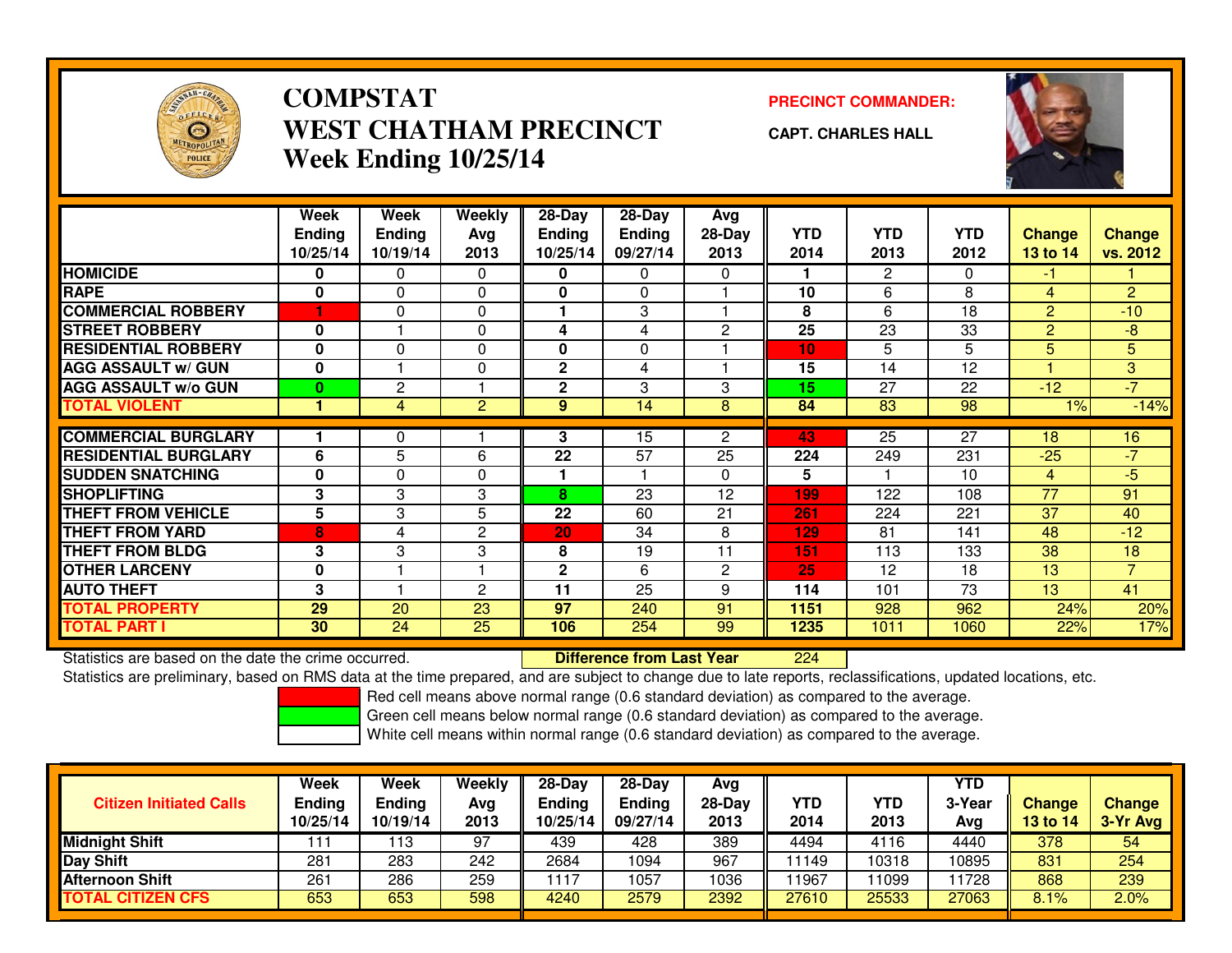# COMPSTAT
# WEST CHATHAM PRECINCT
## Week Ending 10/25/14

**PRECINCT COMMANDER:**

**CAPT. CHARLES HALL**

| | Week Ending 10/25/14 | Week Ending 10/19/14 | Weekly Avg 2013 | 28-Day Ending 10/25/14 | 28-Day Ending 09/27/14 | Avg 28-Day 2013 | YTD 2014 | YTD 2013 | YTD 2012 | Change 13 to 14 | Change vs. 2012 |
|---|---|---|---|---|---|---|---|---|---|---|---|
| HOMICIDE | 0 | 0 | 0 | 0 | 0 | 0 | 1 | 2 | 0 | -1 | 1 |
| RAPE | 0 | 0 | 0 | 0 | 0 | 1 | 10 | 6 | 8 | 4 | 2 |
| COMMERCIAL ROBBERY | 1 | 0 | 0 | 1 | 3 | 1 | 8 | 6 | 18 | 2 | -10 |
| STREET ROBBERY | 0 | 1 | 0 | 4 | 4 | 2 | 25 | 23 | 33 | 2 | -8 |
| RESIDENTIAL ROBBERY | 0 | 0 | 0 | 0 | 0 | 1 | 10 | 5 | 5 | 5 | 5 |
| AGG ASSAULT w/ GUN | 0 | 1 | 0 | 2 | 4 | 1 | 15 | 14 | 12 | 1 | 3 |
| AGG ASSAULT w/o GUN | 0 | 2 | 1 | 2 | 3 | 3 | 15 | 27 | 22 | -12 | -7 |
| TOTAL VIOLENT | 1 | 4 | 2 | 9 | 14 | 8 | 84 | 83 | 98 | 1% | -14% |
| COMMERCIAL BURGLARY | 1 | 0 | 1 | 3 | 15 | 2 | 43 | 25 | 27 | 18 | 16 |
| RESIDENTIAL BURGLARY | 6 | 5 | 6 | 22 | 57 | 25 | 224 | 249 | 231 | -25 | -7 |
| SUDDEN SNATCHING | 0 | 0 | 0 | 1 | 1 | 0 | 5 | 1 | 10 | 4 | -5 |
| SHOPLIFTING | 3 | 3 | 3 | 8 | 23 | 12 | 199 | 122 | 108 | 77 | 91 |
| THEFT FROM VEHICLE | 5 | 3 | 5 | 22 | 60 | 21 | 261 | 224 | 221 | 37 | 40 |
| THEFT FROM YARD | 8 | 4 | 2 | 20 | 34 | 8 | 129 | 81 | 141 | 48 | -12 |
| THEFT FROM BLDG | 3 | 3 | 3 | 8 | 19 | 11 | 151 | 113 | 133 | 38 | 18 |
| OTHER LARCENY | 0 | 1 | 1 | 2 | 6 | 2 | 25 | 12 | 18 | 13 | 7 |
| AUTO THEFT | 3 | 1 | 2 | 11 | 25 | 9 | 114 | 101 | 73 | 13 | 41 |
| TOTAL PROPERTY | 29 | 20 | 23 | 97 | 240 | 91 | 1151 | 928 | 962 | 24% | 20% |
| TOTAL PART I | 30 | 24 | 25 | 106 | 254 | 99 | 1235 | 1011 | 1060 | 22% | 17% |

Statistics are based on the date the crime occurred. **Difference from Last Year** 224

Statistics are preliminary, based on RMS data at the time prepared, and are subject to change due to late reports, reclassifications, updated locations, etc.

Red cell means above normal range (0.6 standard deviation) as compared to the average.
Green cell means below normal range (0.6 standard deviation) as compared to the average.
White cell means within normal range (0.6 standard deviation) as compared to the average.

| Citizen Initiated Calls | Week Ending 10/25/14 | Week Ending 10/19/14 | Weekly Avg 2013 | 28-Day Ending 10/25/14 | 28-Day Ending 09/27/14 | Avg 28-Day 2013 | YTD 2014 | YTD 2013 | YTD 3-Year Avg | Change 13 to 14 | Change 3-Yr Avg |
|---|---|---|---|---|---|---|---|---|---|---|---|
| Midnight Shift | 111 | 113 | 97 | 439 | 428 | 389 | 4494 | 4116 | 4440 | 378 | 54 |
| Day Shift | 281 | 283 | 242 | 2684 | 1094 | 967 | 11149 | 10318 | 10895 | 831 | 254 |
| Afternoon Shift | 261 | 286 | 259 | 1117 | 1057 | 1036 | 11967 | 11099 | 11728 | 868 | 239 |
| TOTAL CITIZEN CFS | 653 | 653 | 598 | 4240 | 2579 | 2392 | 27610 | 25533 | 27063 | 8.1% | 2.0% |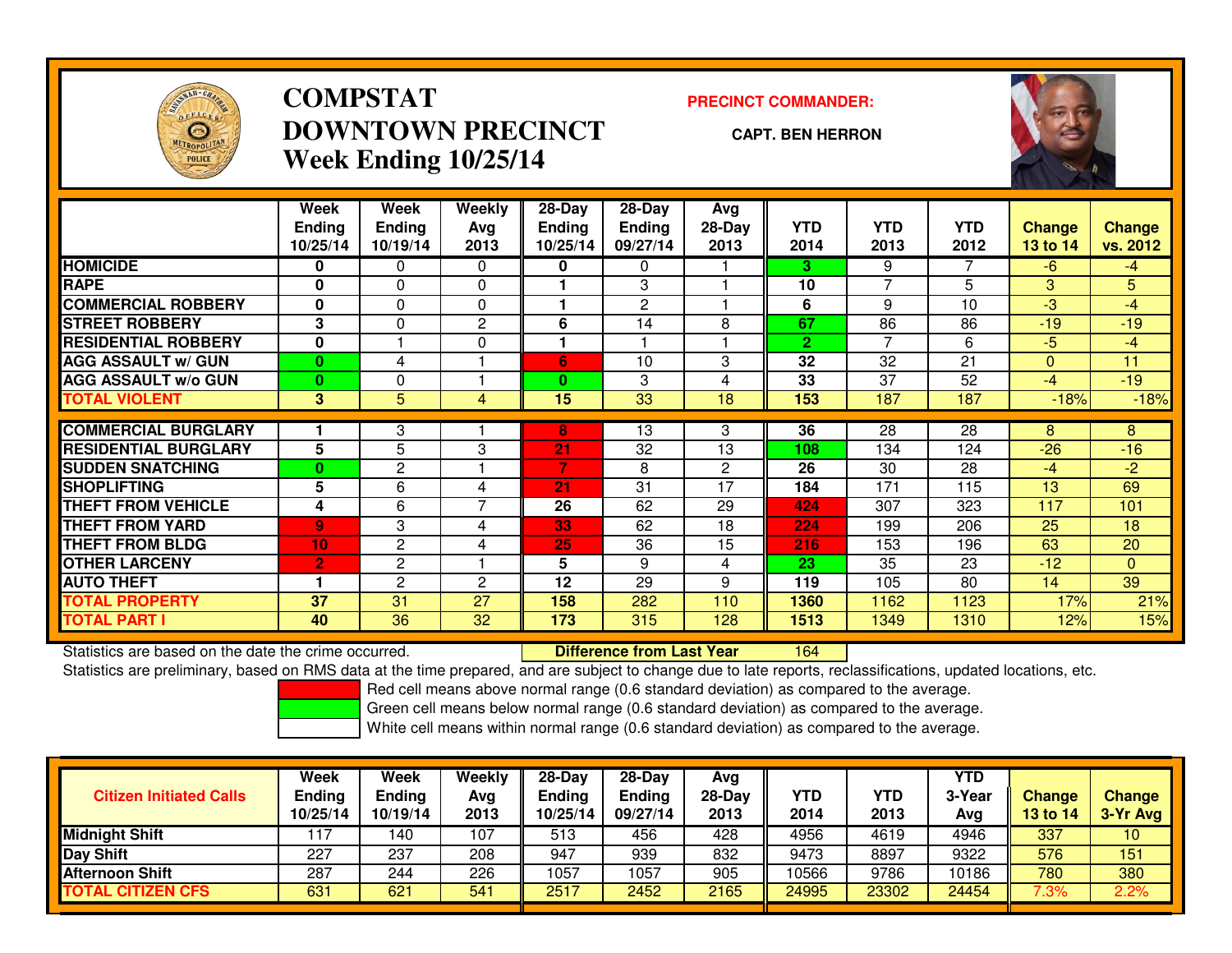# COMPSTAT
# DOWNTOWN PRECINCT
## Week Ending 10/25/14

**PRECINCT COMMANDER:**

**CAPT. BEN HERRON**

| | Week Ending 10/25/14 | Week Ending 10/19/14 | Weekly Avg 2013 | 28-Day Ending 10/25/14 | 28-Day Ending 09/27/14 | Avg 28-Day 2013 | YTD 2014 | YTD 2013 | YTD 2012 | Change 13 to 14 | Change vs. 2012 |
|---|---|---|---|---|---|---|---|---|---|---|---|
| HOMICIDE | 0 | 0 | 0 | 0 | 0 | 1 | 3 | 9 | 7 | -6 | -4 |
| RAPE | 0 | 0 | 0 | 1 | 3 | 1 | 10 | 7 | 5 | 3 | 5 |
| COMMERCIAL ROBBERY | 0 | 0 | 0 | 1 | 2 | 1 | 6 | 9 | 10 | -3 | -4 |
| STREET ROBBERY | 3 | 0 | 2 | 6 | 14 | 8 | 67 | 86 | 86 | -19 | -19 |
| RESIDENTIAL ROBBERY | 0 | 1 | 0 | 1 | 1 | 1 | 2 | 7 | 6 | -5 | -4 |
| AGG ASSAULT w/ GUN | 0 | 4 | 1 | 6 | 10 | 3 | 32 | 32 | 21 | 0 | 11 |
| AGG ASSAULT w/o GUN | 0 | 0 | 1 | 0 | 3 | 4 | 33 | 37 | 52 | -4 | -19 |
| TOTAL VIOLENT | 3 | 5 | 4 | 15 | 33 | 18 | 153 | 187 | 187 | -18% | -18% |
| COMMERCIAL BURGLARY | 1 | 3 | 1 | 8 | 13 | 3 | 36 | 28 | 28 | 8 | 8 |
| RESIDENTIAL BURGLARY | 5 | 5 | 3 | 21 | 32 | 13 | 108 | 134 | 124 | -26 | -16 |
| SUDDEN SNATCHING | 0 | 2 | 1 | 7 | 8 | 2 | 26 | 30 | 28 | -4 | -2 |
| SHOPLIFTING | 5 | 6 | 4 | 21 | 31 | 17 | 184 | 171 | 115 | 13 | 69 |
| THEFT FROM VEHICLE | 4 | 6 | 7 | 26 | 62 | 29 | 424 | 307 | 323 | 117 | 101 |
| THEFT FROM YARD | 9 | 3 | 4 | 33 | 62 | 18 | 224 | 199 | 206 | 25 | 18 |
| THEFT FROM BLDG | 10 | 2 | 4 | 25 | 36 | 15 | 216 | 153 | 196 | 63 | 20 |
| OTHER LARCENY | 2 | 2 | 1 | 5 | 9 | 4 | 23 | 35 | 23 | -12 | 0 |
| AUTO THEFT | 1 | 2 | 2 | 12 | 29 | 9 | 119 | 105 | 80 | 14 | 39 |
| TOTAL PROPERTY | 37 | 31 | 27 | 158 | 282 | 110 | 1360 | 1162 | 1123 | 17% | 21% |
| TOTAL PART I | 40 | 36 | 32 | 173 | 315 | 128 | 1513 | 1349 | 1310 | 12% | 15% |

Statistics are based on the date the crime occurred. **Difference from Last Year** 164

Statistics are preliminary, based on RMS data at the time prepared, and are subject to change due to late reports, reclassifications, updated locations, etc.

Red cell means above normal range (0.6 standard deviation) as compared to the average.

Green cell means below normal range (0.6 standard deviation) as compared to the average.

White cell means within normal range (0.6 standard deviation) as compared to the average.

| Citizen Initiated Calls | Week Ending 10/25/14 | Week Ending 10/19/14 | Weekly Avg 2013 | 28-Day Ending 10/25/14 | 28-Day Ending 09/27/14 | Avg 28-Day 2013 | YTD 2014 | YTD 2013 | YTD 3-Year Avg | Change 13 to 14 | Change 3-Yr Avg |
|---|---|---|---|---|---|---|---|---|---|---|---|
| Midnight Shift | 117 | 140 | 107 | 513 | 456 | 428 | 4956 | 4619 | 4946 | 337 | 10 |
| Day Shift | 227 | 237 | 208 | 947 | 939 | 832 | 9473 | 8897 | 9322 | 576 | 151 |
| Afternoon Shift | 287 | 244 | 226 | 1057 | 1057 | 905 | 10566 | 9786 | 10186 | 780 | 380 |
| TOTAL CITIZEN CFS | 631 | 621 | 541 | 2517 | 2452 | 2165 | 24995 | 23302 | 24454 | 7.3% | 2.2% |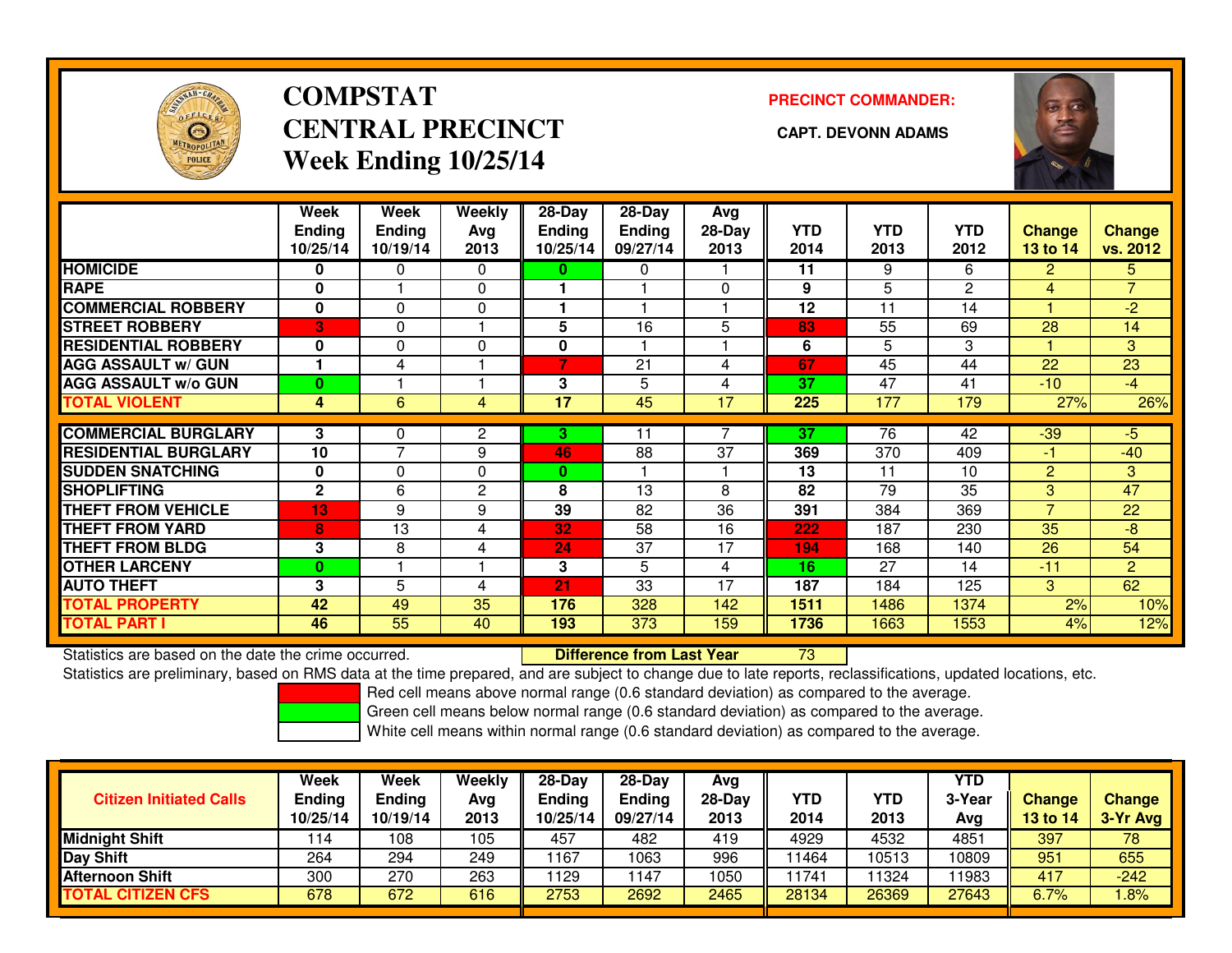# COMPSTAT
# CENTRAL PRECINCT
# Week Ending 10/25/14

**PRECINCT COMMANDER:**

**CAPT. DEVONN ADAMS**

| | Week Ending 10/25/14 | Week Ending 10/19/14 | Weekly Avg 2013 | 28-Day Ending 10/25/14 | 28-Day Ending 09/27/14 | Avg 28-Day 2013 | YTD 2014 | YTD 2013 | YTD 2012 | Change 13 to 14 | Change vs. 2012 |
|---|---|---|---|---|---|---|---|---|---|---|---|
| **HOMICIDE** | 0 | 0 | 0 | 0 | 0 | 1 | 11 | 9 | 6 | 2 | 5 |
| **RAPE** | 0 | 1 | 0 | 1 | 1 | 0 | 9 | 5 | 2 | 4 | 7 |
| **COMMERCIAL ROBBERY** | 0 | 0 | 0 | 1 | 1 | 1 | 12 | 11 | 14 | 1 | -2 |
| **STREET ROBBERY** | 3 | 0 | 1 | 5 | 16 | 5 | 83 | 55 | 69 | 28 | 14 |
| **RESIDENTIAL ROBBERY** | 0 | 0 | 0 | 0 | 1 | 1 | 6 | 5 | 3 | 1 | 3 |
| **AGG ASSAULT w/ GUN** | 1 | 4 | 1 | 7 | 21 | 4 | 67 | 45 | 44 | 22 | 23 |
| **AGG ASSAULT w/o GUN** | 0 | 1 | 1 | 3 | 5 | 4 | 37 | 47 | 41 | -10 | -4 |
| **TOTAL VIOLENT** | 4 | 6 | 4 | 17 | 45 | 17 | 225 | 177 | 179 | 27% | 26% |
| **COMMERCIAL BURGLARY** | 3 | 0 | 2 | 3 | 11 | 7 | 37 | 76 | 42 | -39 | -5 |
| **RESIDENTIAL BURGLARY** | 10 | 7 | 9 | 46 | 88 | 37 | 369 | 370 | 409 | -1 | -40 |
| **SUDDEN SNATCHING** | 0 | 0 | 0 | 0 | 1 | 1 | 13 | 11 | 10 | 2 | 3 |
| **SHOPLIFTING** | 2 | 6 | 2 | 8 | 13 | 8 | 82 | 79 | 35 | 3 | 47 |
| **THEFT FROM VEHICLE** | 13 | 9 | 9 | 39 | 82 | 36 | 391 | 384 | 369 | 7 | 22 |
| **THEFT FROM YARD** | 8 | 13 | 4 | 32 | 58 | 16 | 222 | 187 | 230 | 35 | -8 |
| **THEFT FROM BLDG** | 3 | 8 | 4 | 24 | 37 | 17 | 194 | 168 | 140 | 26 | 54 |
| **OTHER LARCENY** | 0 | 1 | 1 | 3 | 5 | 4 | 16 | 27 | 14 | -11 | 2 |
| **AUTO THEFT** | 3 | 5 | 4 | 21 | 33 | 17 | 187 | 184 | 125 | 3 | 62 |
| **TOTAL PROPERTY** | 42 | 49 | 35 | 176 | 328 | 142 | 1511 | 1486 | 1374 | 2% | 10% |
| **TOTAL PART I** | 46 | 55 | 40 | 193 | 373 | 159 | 1736 | 1663 | 1553 | 4% | 12% |

Statistics are based on the date the crime occurred. **Difference from Last Year** 73

Statistics are preliminary, based on RMS data at the time prepared, and are subject to change due to late reports, reclassifications, updated locations, etc.

Red cell means above normal range (0.6 standard deviation) as compared to the average.

Green cell means below normal range (0.6 standard deviation) as compared to the average.

White cell means within normal range (0.6 standard deviation) as compared to the average.

| Citizen Initiated Calls | Week Ending 10/25/14 | Week Ending 10/19/14 | Weekly Avg 2013 | 28-Day Ending 10/25/14 | 28-Day Ending 09/27/14 | Avg 28-Day 2013 | YTD 2014 | YTD 2013 | YTD 3-Year Avg | Change 13 to 14 | Change 3-Yr Avg |
|---|---|---|---|---|---|---|---|---|---|---|---|
| **Midnight Shift** | 114 | 108 | 105 | 457 | 482 | 419 | 4929 | 4532 | 4851 | 397 | 78 |
| **Day Shift** | 264 | 294 | 249 | 1167 | 1063 | 996 | 11464 | 10513 | 10809 | 951 | 655 |
| **Afternoon Shift** | 300 | 270 | 263 | 1129 | 1147 | 1050 | 11741 | 11324 | 11983 | 417 | -242 |
| **TOTAL CITIZEN CFS** | 678 | 672 | 616 | 2753 | 2692 | 2465 | 28134 | 26369 | 27643 | 6.7% | 1.8% |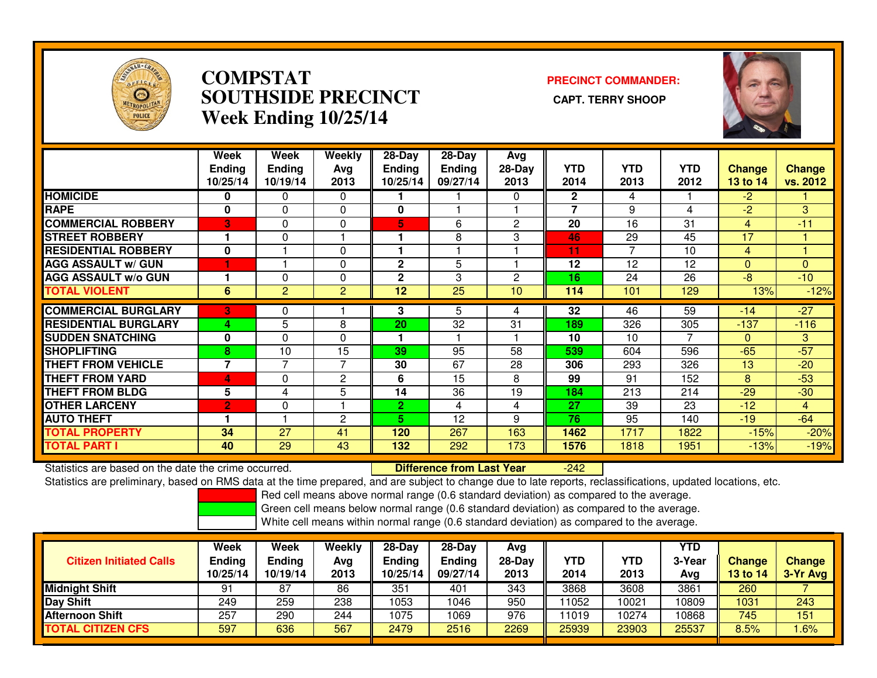# COMPSTAT
# SOUTHSIDE PRECINCT
## Week Ending 10/25/14

**PRECINCT COMMANDER:**
**CAPT. TERRY SHOOP**

| | Week Ending 10/25/14 | Week Ending 10/19/14 | Weekly Avg 2013 | 28-Day Ending 10/25/14 | 28-Day Ending 09/27/14 | Avg 28-Day 2013 | YTD 2014 | YTD 2013 | YTD 2012 | Change 13 to 14 | Change vs. 2012 |
|---|---|---|---|---|---|---|---|---|---|---|---|
| HOMICIDE | 0 | 0 | 0 | 1 | 1 | 0 | 2 | 4 | 1 | -2 | 1 |
| RAPE | 0 | 0 | 0 | 0 | 1 | 1 | 7 | 9 | 4 | -2 | 3 |
| COMMERCIAL ROBBERY | 3 | 0 | 0 | 5 | 6 | 2 | 20 | 16 | 31 | 4 | -11 |
| STREET ROBBERY | 1 | 0 | 1 | 1 | 8 | 3 | 46 | 29 | 45 | 17 | 1 |
| RESIDENTIAL ROBBERY | 0 | 1 | 0 | 1 | 1 | 1 | 11 | 7 | 10 | 4 | 1 |
| AGG ASSAULT w/ GUN | 1 | 1 | 0 | 2 | 5 | 1 | 12 | 12 | 12 | 0 | 0 |
| AGG ASSAULT w/o GUN | 1 | 0 | 0 | 2 | 3 | 2 | 16 | 24 | 26 | -8 | -10 |
| TOTAL VIOLENT | 6 | 2 | 2 | 12 | 25 | 10 | 114 | 101 | 129 | 13% | -12% |
| COMMERCIAL BURGLARY | 3 | 0 | 1 | 3 | 5 | 4 | 32 | 46 | 59 | -14 | -27 |
| RESIDENTIAL BURGLARY | 4 | 5 | 8 | 20 | 32 | 31 | 189 | 326 | 305 | -137 | -116 |
| SUDDEN SNATCHING | 0 | 0 | 0 | 1 | 1 | 1 | 10 | 10 | 7 | 0 | 3 |
| SHOPLIFTING | 8 | 10 | 15 | 39 | 95 | 58 | 539 | 604 | 596 | -65 | -57 |
| THEFT FROM VEHICLE | 7 | 7 | 7 | 30 | 67 | 28 | 306 | 293 | 326 | 13 | -20 |
| THEFT FROM YARD | 4 | 0 | 2 | 6 | 15 | 8 | 99 | 91 | 152 | 8 | -53 |
| THEFT FROM BLDG | 5 | 4 | 5 | 14 | 36 | 19 | 184 | 213 | 214 | -29 | -30 |
| OTHER LARCENY | 2 | 0 | 1 | 2 | 4 | 4 | 27 | 39 | 23 | -12 | 4 |
| AUTO THEFT | 1 | 1 | 2 | 5 | 12 | 9 | 76 | 95 | 140 | -19 | -64 |
| TOTAL PROPERTY | 34 | 27 | 41 | 120 | 267 | 163 | 1462 | 1717 | 1822 | -15% | -20% |
| TOTAL PART I | 40 | 29 | 43 | 132 | 292 | 173 | 1576 | 1818 | 1951 | -13% | -19% |

Statistics are based on the date the crime occurred. **Difference from Last Year** -242

Statistics are preliminary, based on RMS data at the time prepared, and are subject to change due to late reports, reclassifications, updated locations, etc.

Red cell means above normal range (0.6 standard deviation) as compared to the average.
Green cell means below normal range (0.6 standard deviation) as compared to the average.
White cell means within normal range (0.6 standard deviation) as compared to the average.

| Citizen Initiated Calls | Week Ending 10/25/14 | Week Ending 10/19/14 | Weekly Avg 2013 | 28-Day Ending 10/25/14 | 28-Day Ending 09/27/14 | Avg 28-Day 2013 | YTD 2014 | YTD 2013 | YTD 3-Year Avg | Change 13 to 14 | Change 3-Yr Avg |
|---|---|---|---|---|---|---|---|---|---|---|---|
| Midnight Shift | 91 | 87 | 86 | 351 | 401 | 343 | 3868 | 3608 | 3861 | 260 | 7 |
| Day Shift | 249 | 259 | 238 | 1053 | 1046 | 950 | 11052 | 10021 | 10809 | 1031 | 243 |
| Afternoon Shift | 257 | 290 | 244 | 1075 | 1069 | 976 | 11019 | 10274 | 10868 | 745 | 151 |
| TOTAL CITIZEN CFS | 597 | 636 | 567 | 2479 | 2516 | 2269 | 25939 | 23903 | 25537 | 8.5% | 1.6% |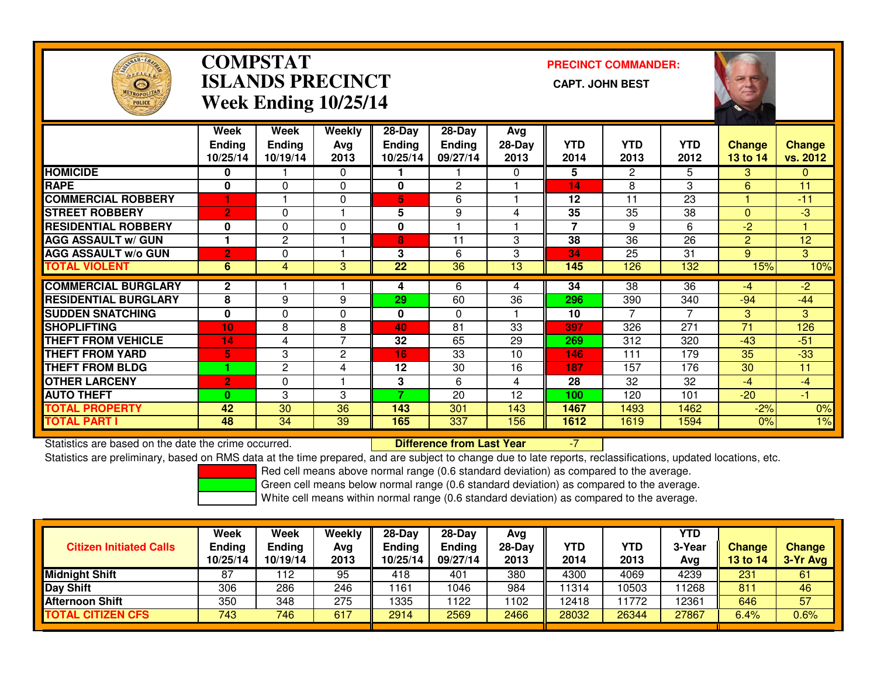# COMPSTAT
# ISLANDS PRECINCT
## Week Ending 10/25/14

**PRECINCT COMMANDER:**

**CAPT. JOHN BEST**

| | Week Ending 10/25/14 | Week Ending 10/19/14 | Weekly Avg 2013 | 28-Day Ending 10/25/14 | 28-Day Ending 09/27/14 | Avg 28-Day 2013 | YTD 2014 | YTD 2013 | YTD 2012 | Change 13 to 14 | Change vs. 2012 |
|---|---|---|---|---|---|---|---|---|---|---|---|
| HOMICIDE | 0 | 1 | 0 | 1 | 1 | 0 | 5 | 2 | 5 | 3 | 0 |
| RAPE | 0 | 0 | 0 | 0 | 2 | 1 | 14 | 8 | 3 | 6 | 11 |
| COMMERCIAL ROBBERY | 1 | 1 | 0 | 5 | 6 | 1 | 12 | 11 | 23 | 1 | -11 |
| STREET ROBBERY | 2 | 0 | 1 | 5 | 9 | 4 | 35 | 35 | 38 | 0 | -3 |
| RESIDENTIAL ROBBERY | 0 | 0 | 0 | 0 | 1 | 1 | 7 | 9 | 6 | -2 | 1 |
| AGG ASSAULT w/ GUN | 1 | 2 | 1 | 8 | 11 | 3 | 38 | 36 | 26 | 2 | 12 |
| AGG ASSAULT w/o GUN | 2 | 0 | 1 | 3 | 6 | 3 | 34 | 25 | 31 | 9 | 3 |
| TOTAL VIOLENT | 6 | 4 | 3 | 22 | 36 | 13 | 145 | 126 | 132 | 15% | 10% |
| COMMERCIAL BURGLARY | 2 | 1 | 1 | 4 | 6 | 4 | 34 | 38 | 36 | -4 | -2 |
| RESIDENTIAL BURGLARY | 8 | 9 | 9 | 29 | 60 | 36 | 296 | 390 | 340 | -94 | -44 |
| SUDDEN SNATCHING | 0 | 0 | 0 | 0 | 0 | 1 | 10 | 7 | 7 | 3 | 3 |
| SHOPLIFTING | 10 | 8 | 8 | 40 | 81 | 33 | 397 | 326 | 271 | 71 | 126 |
| THEFT FROM VEHICLE | 14 | 4 | 7 | 32 | 65 | 29 | 269 | 312 | 320 | -43 | -51 |
| THEFT FROM YARD | 5 | 3 | 2 | 16 | 33 | 10 | 146 | 111 | 179 | 35 | -33 |
| THEFT FROM BLDG | 1 | 2 | 4 | 12 | 30 | 16 | 187 | 157 | 176 | 30 | 11 |
| OTHER LARCENY | 2 | 0 | 1 | 3 | 6 | 4 | 28 | 32 | 32 | -4 | -4 |
| AUTO THEFT | 0 | 3 | 3 | 7 | 20 | 12 | 100 | 120 | 101 | -20 | -1 |
| TOTAL PROPERTY | 42 | 30 | 36 | 143 | 301 | 143 | 1467 | 1493 | 1462 | -2% | 0% |
| TOTAL PART I | 48 | 34 | 39 | 165 | 337 | 156 | 1612 | 1619 | 1594 | 0% | 1% |

Statistics are based on the date the crime occurred. **Difference from Last Year** -7

Statistics are preliminary, based on RMS data at the time prepared, and are subject to change due to late reports, reclassifications, updated locations, etc.

Red cell means above normal range (0.6 standard deviation) as compared to the average.
Green cell means below normal range (0.6 standard deviation) as compared to the average.
White cell means within normal range (0.6 standard deviation) as compared to the average.

| Citizen Initiated Calls | Week Ending 10/25/14 | Week Ending 10/19/14 | Weekly Avg 2013 | 28-Day Ending 10/25/14 | 28-Day Ending 09/27/14 | Avg 28-Day 2013 | YTD 2014 | YTD 2013 | YTD 3-Year Avg | Change 13 to 14 | Change 3-Yr Avg |
|---|---|---|---|---|---|---|---|---|---|---|---|
| Midnight Shift | 87 | 112 | 95 | 418 | 401 | 380 | 4300 | 4069 | 4239 | 231 | 61 |
| Day Shift | 306 | 286 | 246 | 1161 | 1046 | 984 | 11314 | 10503 | 11268 | 811 | 46 |
| Afternoon Shift | 350 | 348 | 275 | 1335 | 1122 | 1102 | 12418 | 11772 | 12361 | 646 | 57 |
| TOTAL CITIZEN CFS | 743 | 746 | 617 | 2914 | 2569 | 2466 | 28032 | 26344 | 27867 | 6.4% | 0.6% |